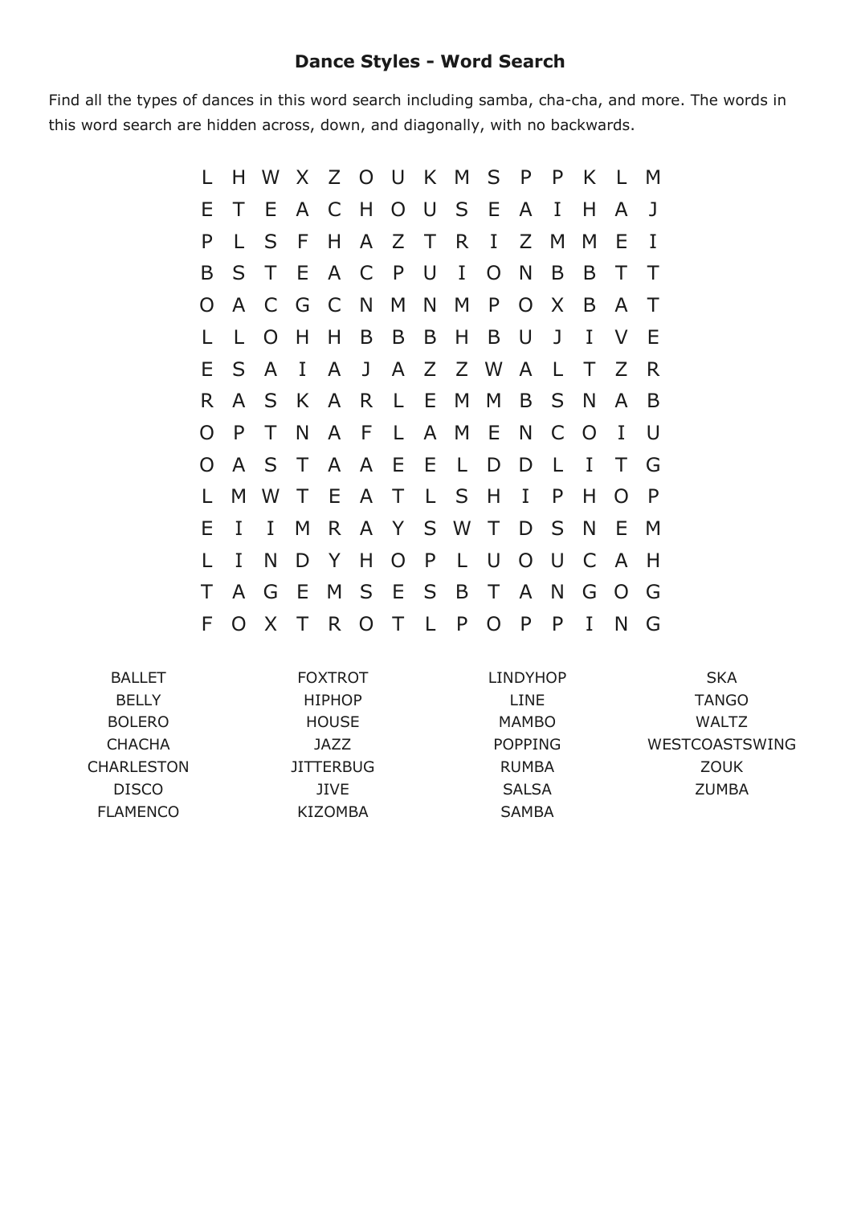## Dance Styles - Word Search

Find all the types of dances in this word search including samba, cha-cha, and more. The words in this word search are hidden across, down, and diagonally, with no backwards.

| | | | | | | | | | | | | | | |
|---|---|---|---|---|---|---|---|---|---|---|---|---|---|---|
| L | H | W | X | Z | O | U | K | M | S | P | P | K | L | M |
| E | T | E | A | C | H | O | U | S | E | A | I | H | A | J |
| P | L | S | F | H | A | Z | T | R | I | Z | M | M | E | I |
| B | S | T | E | A | C | P | U | I | O | N | B | B | T | T |
| O | A | C | G | C | N | M | N | M | P | O | X | B | A | T |
| L | L | O | H | H | B | B | B | H | B | U | J | I | V | E |
| E | S | A | I | A | J | A | Z | Z | W | A | L | T | Z | R |
| R | A | S | K | A | R | L | E | M | M | B | S | N | A | B |
| O | P | T | N | A | F | L | A | M | E | N | C | O | I | U |
| O | A | S | T | A | A | E | E | L | D | D | L | I | T | G |
| L | M | W | T | E | A | T | L | S | H | I | P | H | O | P |
| E | I | I | M | R | A | Y | S | W | T | D | S | N | E | M |
| L | I | N | D | Y | H | O | P | L | U | O | U | C | A | H |
| T | A | G | E | M | S | E | S | B | T | A | N | G | O | G |
| F | O | X | T | R | O | T | L | P | O | P | P | I | N | G |

BALLET
BELLY
BOLERO
CHACHA
CHARLESTON
DISCO
FLAMENCO
FOXTROT
HIPHOP
HOUSE
JAZZ
JITTERBUG
JIVE
KIZOMBA
LINDYHOP
LINE
MAMBO
POPPING
RUMBA
SALSA
SAMBA
SKA
TANGO
WALTZ
WESTCOASTSWING
ZOUK
ZUMBA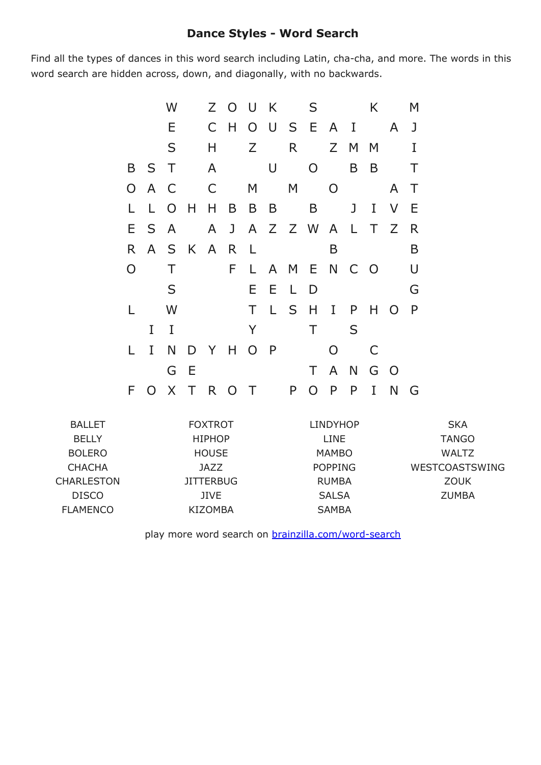## Dance Styles - Word Search

Find all the types of dances in this word search including Latin, cha-cha, and more. The words in this word search are hidden across, down, and diagonally, with no backwards.

| | | | | | | | | | | | | | | |
|---|---|---|---|---|---|---|---|---|---|---|---|---|---|---|
| | | W | | Z | O | U | K | | S | | | K | | M |
| | | E | | C | H | O | U | S | E | A | I | | A | J |
| | | S | | H | | Z | | R | | Z | M | M | | I |
| B | S | T | | A | | | U | | O | | B | B | | T |
| O | A | C | | C | | M | | M | | O | | | A | T |
| L | L | O | H | H | B | B | B | | B | | J | I | V | E |
| E | S | A | | A | J | A | Z | Z | W | A | L | T | Z | R |
| R | A | S | K | A | R | L | | | | B | | | | B |
| O | | T | | | F | L | A | M | E | N | C | O | | U |
| | | S | | | | E | E | L | D | | | | | G |
| L | | W | | | | T | L | S | H | I | P | H | O | P |
| | I | I | | | | Y | | | T | | S | | | |
| L | I | N | D | Y | H | O | P | | | O | | C | | |
| | | G | E | | | | | | T | A | N | G | O | |
| F | O | X | T | R | O | T | | P | O | P | P | I | N | G |

| | | | |
|---|---|---|---|
| BALLET | FOXTROT | LINDYHOP | SKA |
| BELLY | HIPHOP | LINE | TANGO |
| BOLERO | HOUSE | MAMBO | WALTZ |
| CHACHA | JAZZ | POPPING | WESTCOASTSWING |
| CHARLESTON | JITTERBUG | RUMBA | ZOUK |
| DISCO | JIVE | SALSA | ZUMBA |
| FLAMENCO | KIZOMBA | SAMBA | |

play more word search on brainzilla.com/word-search